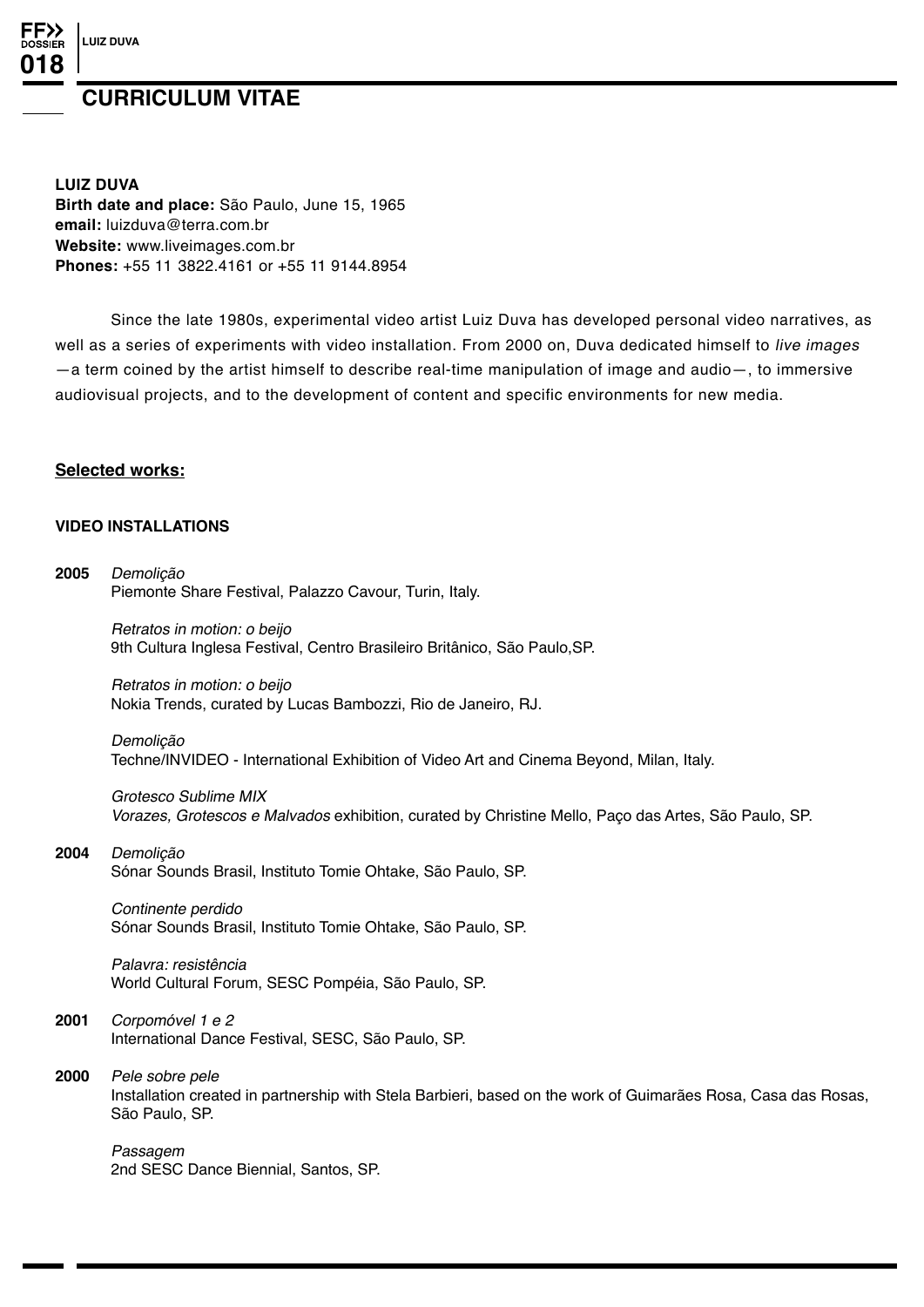# CURRICULUM VITAE

**LUIZ DUVA**
**Birth date and place:** São Paulo, June 15, 1965
**email:** luizduva@terra.com.br
**Website:** www.liveimages.com.br
**Phones:** +55 11 3822.4161 or +55 11 9144.8954

Since the late 1980s, experimental video artist Luiz Duva has developed personal video narratives, as well as a series of experiments with video installation. From 2000 on, Duva dedicated himself to *live images* —a term coined by the artist himself to describe real-time manipulation of image and audio—, to immersive audiovisual projects, and to the development of content and specific environments for new media.

## Selected works:

### VIDEO INSTALLATIONS

**2005** *Demolição*
Piemonte Share Festival, Palazzo Cavour, Turin, Italy.

*Retratos in motion: o beijo*
9th Cultura Inglesa Festival, Centro Brasileiro Britânico, São Paulo,SP.

*Retratos in motion: o beijo*
Nokia Trends, curated by Lucas Bambozzi, Rio de Janeiro, RJ.

*Demolição*
Techne/INVIDEO - International Exhibition of Video Art and Cinema Beyond, Milan, Italy.

*Grotesco Sublime MIX*
*Vorazes, Grotescos e Malvados* exhibition, curated by Christine Mello, Paço das Artes, São Paulo, SP.

**2004** *Demolição*
Sónar Sounds Brasil, Instituto Tomie Ohtake, São Paulo, SP.

*Continente perdido*
Sónar Sounds Brasil, Instituto Tomie Ohtake, São Paulo, SP.

*Palavra: resistência*
World Cultural Forum, SESC Pompéia, São Paulo, SP.

**2001** *Corpomóvel 1 e 2*
International Dance Festival, SESC, São Paulo, SP.

**2000** *Pele sobre pele*
Installation created in partnership with Stela Barbieri, based on the work of Guimarães Rosa, Casa das Rosas, São Paulo, SP.

*Passagem*
2nd SESC Dance Biennial, Santos, SP.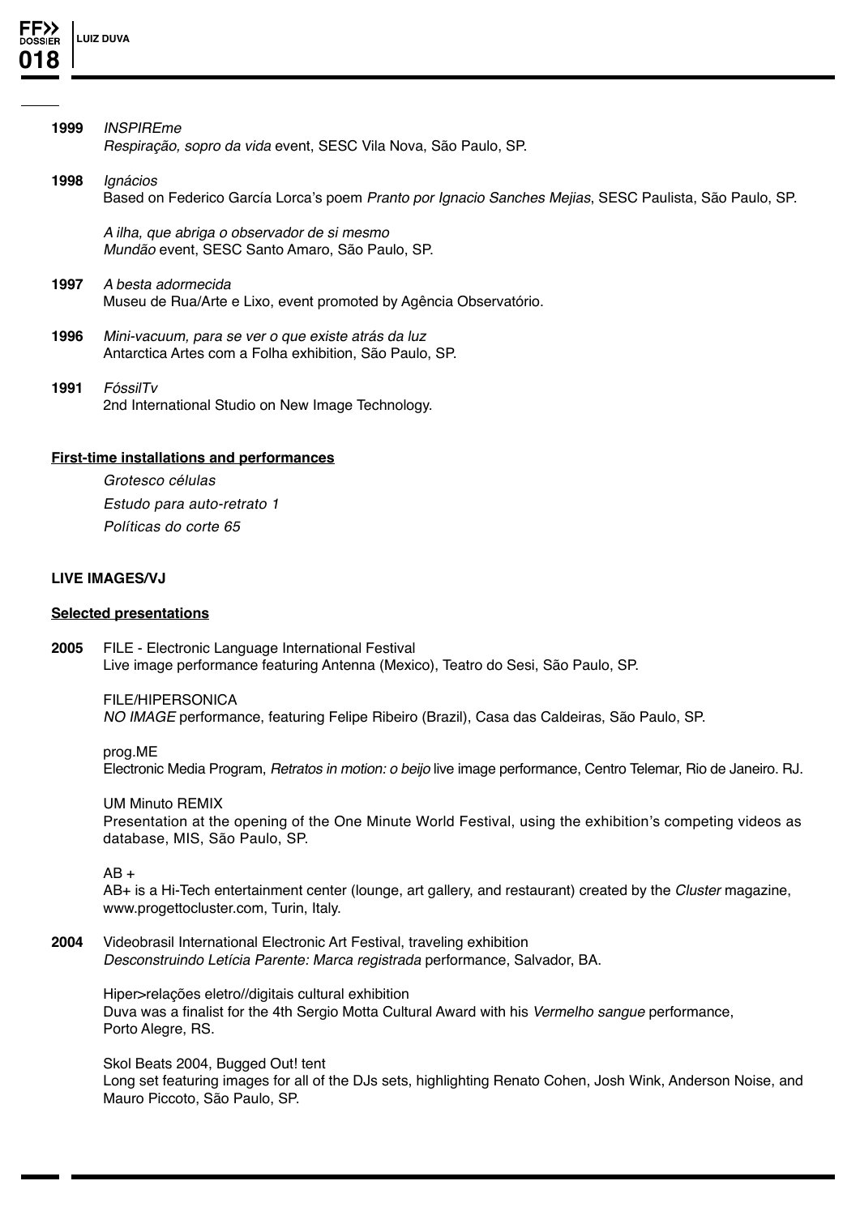**1999** *INSPIREme*
*Respiração, sopro da vida* event, SESC Vila Nova, São Paulo, SP.

**1998** *Ignácios*
Based on Federico García Lorca's poem *Pranto por Ignacio Sanches Mejias*, SESC Paulista, São Paulo, SP.

*A ilha, que abriga o observador de si mesmo*
*Mundão* event, SESC Santo Amaro, São Paulo, SP.

**1997** *A besta adormecida*
Museu de Rua/Arte e Lixo, event promoted by Agência Observatório.

**1996** *Mini-vacuum, para se ver o que existe atrás da luz*
Antarctica Artes com a Folha exhibition, São Paulo, SP.

**1991** *FóssilTv*
2nd International Studio on New Image Technology.

**First-time installations and performances**

*Grotesco células*
*Estudo para auto-retrato 1*
*Políticas do corte 65*

**LIVE IMAGES/VJ**

**Selected presentations**

**2005** FILE - Electronic Language International Festival
Live image performance featuring Antenna (Mexico), Teatro do Sesi, São Paulo, SP.

FILE/HIPERSONICA
*NO IMAGE* performance, featuring Felipe Ribeiro (Brazil), Casa das Caldeiras, São Paulo, SP.

prog.ME
Electronic Media Program, *Retratos in motion: o beijo* live image performance, Centro Telemar, Rio de Janeiro. RJ.

UM Minuto REMIX
Presentation at the opening of the One Minute World Festival, using the exhibition's competing videos as database, MIS, São Paulo, SP.

AB +
AB+ is a Hi-Tech entertainment center (lounge, art gallery, and restaurant) created by the *Cluster* magazine, www.progettocluster.com, Turin, Italy.

**2004** Videobrasil International Electronic Art Festival, traveling exhibition
*Desconstruindo Letícia Parente: Marca registrada* performance, Salvador, BA.

Hiper>relações eletro//digitais cultural exhibition
Duva was a finalist for the 4th Sergio Motta Cultural Award with his *Vermelho sangue* performance, Porto Alegre, RS.

Skol Beats 2004, Bugged Out! tent
Long set featuring images for all of the DJs sets, highlighting Renato Cohen, Josh Wink, Anderson Noise, and Mauro Piccoto, São Paulo, SP.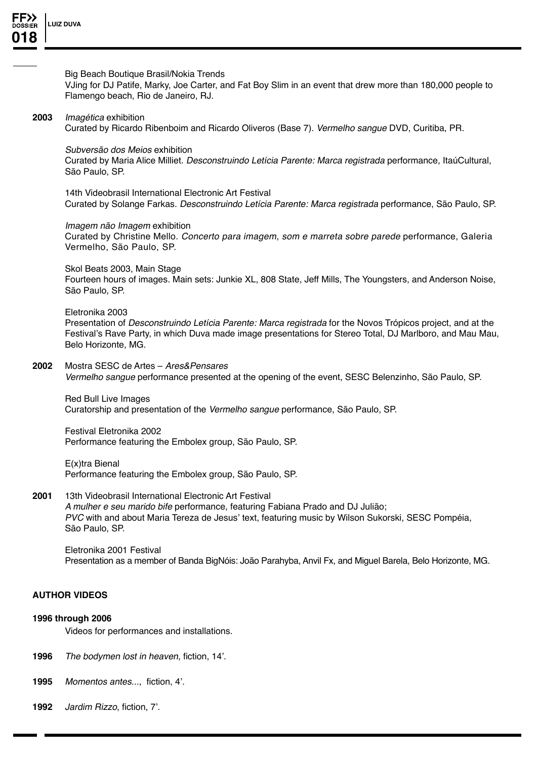Big Beach Boutique Brasil/Nokia Trends
VJing for DJ Patife, Marky, Joe Carter, and Fat Boy Slim in an event that drew more than 180,000 people to Flamengo beach, Rio de Janeiro, RJ.

**2003** *Imagética* exhibition
Curated by Ricardo Ribenboim and Ricardo Oliveros (Base 7). *Vermelho sangue* DVD, Curitiba, PR.

*Subversão dos Meios* exhibition
Curated by Maria Alice Milliet. *Desconstruindo Letícia Parente: Marca registrada* performance, ItaúCultural, São Paulo, SP.

14th Videobrasil International Electronic Art Festival
Curated by Solange Farkas. *Desconstruindo Letícia Parente: Marca registrada* performance, São Paulo, SP.

*Imagem não Imagem* exhibition
Curated by Christine Mello. *Concerto para imagem, som e marreta sobre parede* performance, Galeria Vermelho, São Paulo, SP.

Skol Beats 2003, Main Stage
Fourteen hours of images. Main sets: Junkie XL, 808 State, Jeff Mills, The Youngsters, and Anderson Noise, São Paulo, SP.

Eletronika 2003
Presentation of *Desconstruindo Letícia Parente: Marca registrada* for the Novos Trópicos project, and at the Festival's Rave Party, in which Duva made image presentations for Stereo Total, DJ Marlboro, and Mau Mau, Belo Horizonte, MG.

**2002** Mostra SESC de Artes – *Ares&Pensares*
*Vermelho sangue* performance presented at the opening of the event, SESC Belenzinho, São Paulo, SP.

Red Bull Live Images
Curatorship and presentation of the *Vermelho sangue* performance, São Paulo, SP.

Festival Eletronika 2002
Performance featuring the Embolex group, São Paulo, SP.

E(x)tra Bienal
Performance featuring the Embolex group, São Paulo, SP.

**2001** 13th Videobrasil International Electronic Art Festival
*A mulher e seu marido bife* performance, featuring Fabiana Prado and DJ Julião;
*PVC* with and about Maria Tereza de Jesus' text, featuring music by Wilson Sukorski, SESC Pompéia, São Paulo, SP.

Eletronika 2001 Festival
Presentation as a member of Banda BigNóis: João Parahyba, Anvil Fx, and Miguel Barela, Belo Horizonte, MG.

## AUTHOR VIDEOS

**1996 through 2006**
Videos for performances and installations.

**1996** *The bodymen lost in heaven*, fiction, 14'.

**1995** *Momentos antes...*, fiction, 4'.

**1992** *Jardim Rizzo*, fiction, 7'.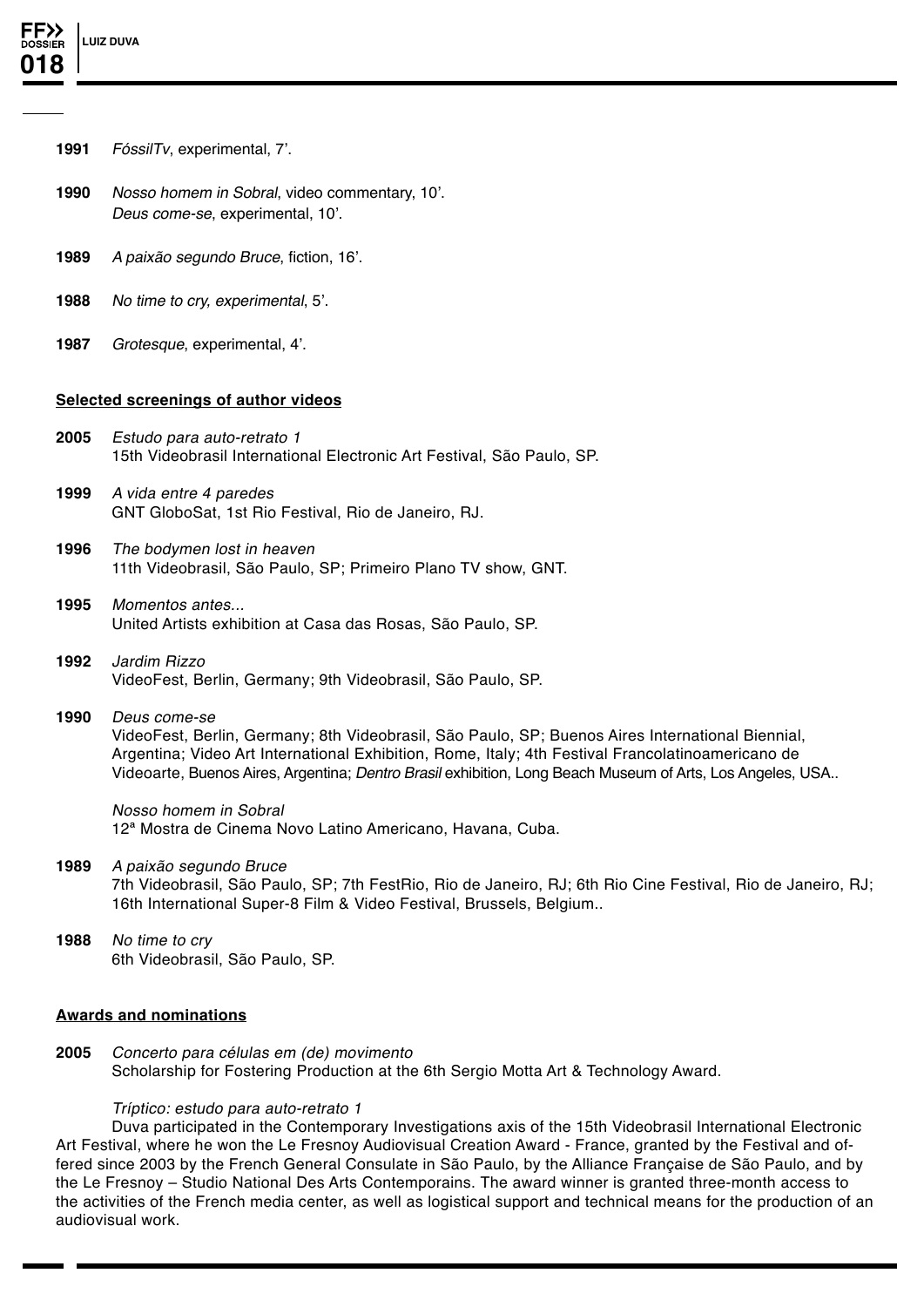**1991** *FóssilTv*, experimental, 7'.

**1990** *Nosso homem in Sobral*, video commentary, 10'.
*Deus come-se*, experimental, 10'.

**1989** *A paixão segundo Bruce*, fiction, 16'.

**1988** *No time to cry, experimental*, 5'.

**1987** *Grotesque*, experimental, 4'.

**Selected screenings of author videos**

**2005** *Estudo para auto-retrato 1*
15th Videobrasil International Electronic Art Festival, São Paulo, SP.

**1999** *A vida entre 4 paredes*
GNT GloboSat, 1st Rio Festival, Rio de Janeiro, RJ.

**1996** *The bodymen lost in heaven*
11th Videobrasil, São Paulo, SP; Primeiro Plano TV show, GNT.

**1995** *Momentos antes...*
United Artists exhibition at Casa das Rosas, São Paulo, SP.

**1992** *Jardim Rizzo*
VideoFest, Berlin, Germany; 9th Videobrasil, São Paulo, SP.

**1990** *Deus come-se*
VideoFest, Berlin, Germany; 8th Videobrasil, São Paulo, SP; Buenos Aires International Biennial, Argentina; Video Art International Exhibition, Rome, Italy; 4th Festival Francolatinoamericano de Videoarte, Buenos Aires, Argentina; *Dentro Brasil* exhibition, Long Beach Museum of Arts, Los Angeles, USA..

*Nosso homem in Sobral*
12ª Mostra de Cinema Novo Latino Americano, Havana, Cuba.

**1989** *A paixão segundo Bruce*
7th Videobrasil, São Paulo, SP; 7th FestRio, Rio de Janeiro, RJ; 6th Rio Cine Festival, Rio de Janeiro, RJ; 16th International Super-8 Film & Video Festival, Brussels, Belgium..

**1988** *No time to cry*
6th Videobrasil, São Paulo, SP.

**Awards and nominations**

**2005** *Concerto para células em (de) movimento*
Scholarship for Fostering Production at the 6th Sergio Motta Art & Technology Award.

*Tríptico: estudo para auto-retrato 1*
Duva participated in the Contemporary Investigations axis of the 15th Videobrasil International Electronic Art Festival, where he won the Le Fresnoy Audiovisual Creation Award - France, granted by the Festival and offered since 2003 by the French General Consulate in São Paulo, by the Alliance Française de São Paulo, and by the Le Fresnoy – Studio National Des Arts Contemporains. The award winner is granted three-month access to the activities of the French media center, as well as logistical support and technical means for the production of an audiovisual work.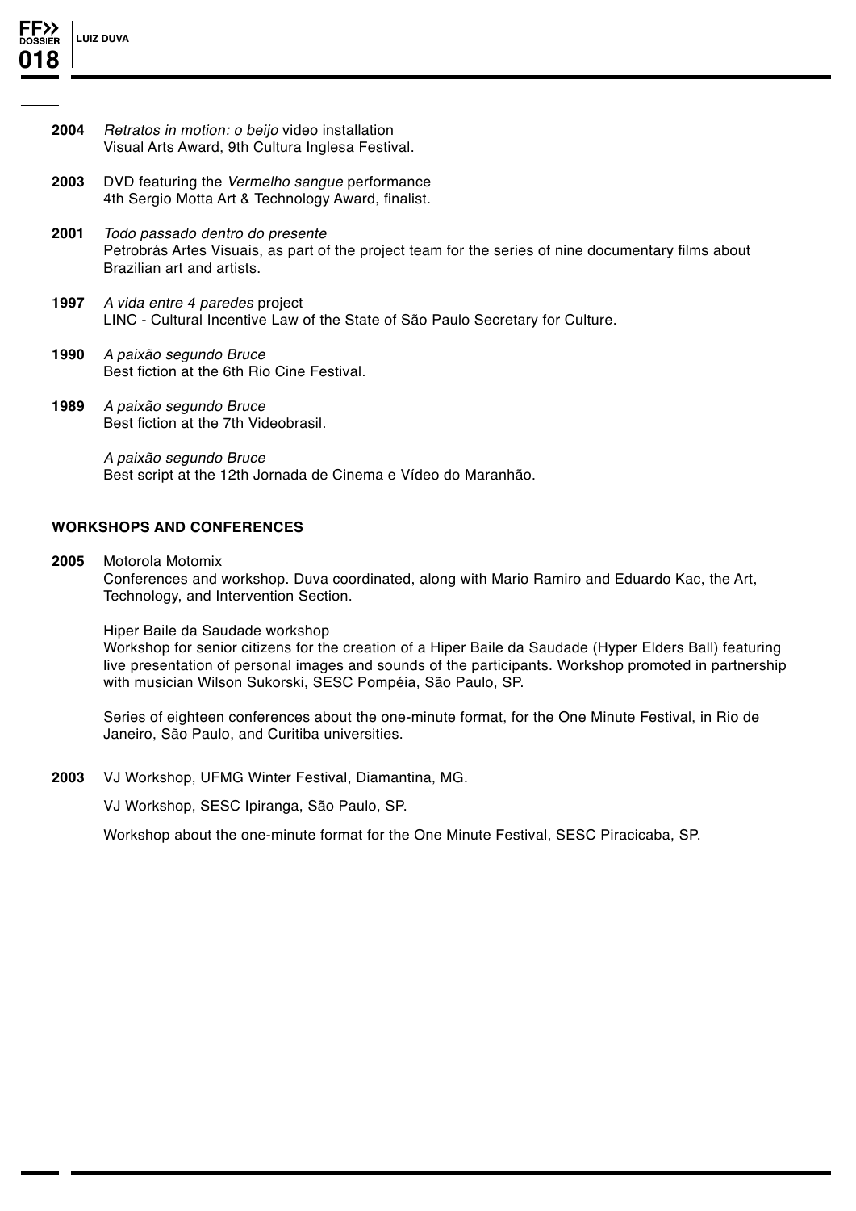**2004** *Retratos in motion: o beijo* video installation
Visual Arts Award, 9th Cultura Inglesa Festival.

**2003** DVD featuring the *Vermelho sangue* performance
4th Sergio Motta Art & Technology Award, finalist.

**2001** *Todo passado dentro do presente*
Petrobrás Artes Visuais, as part of the project team for the series of nine documentary films about Brazilian art and artists.

**1997** *A vida entre 4 paredes* project
LINC - Cultural Incentive Law of the State of São Paulo Secretary for Culture.

**1990** *A paixão segundo Bruce*
Best fiction at the 6th Rio Cine Festival.

**1989** *A paixão segundo Bruce*
Best fiction at the 7th Videobrasil.

*A paixão segundo Bruce*
Best script at the 12th Jornada de Cinema e Vídeo do Maranhão.

## WORKSHOPS AND CONFERENCES

**2005** Motorola Motomix
Conferences and workshop. Duva coordinated, along with Mario Ramiro and Eduardo Kac, the Art, Technology, and Intervention Section.

Hiper Baile da Saudade workshop
Workshop for senior citizens for the creation of a Hiper Baile da Saudade (Hyper Elders Ball) featuring live presentation of personal images and sounds of the participants. Workshop promoted in partnership with musician Wilson Sukorski, SESC Pompéia, São Paulo, SP.

Series of eighteen conferences about the one-minute format, for the One Minute Festival, in Rio de Janeiro, São Paulo, and Curitiba universities.

**2003** VJ Workshop, UFMG Winter Festival, Diamantina, MG.

VJ Workshop, SESC Ipiranga, São Paulo, SP.

Workshop about the one-minute format for the One Minute Festival, SESC Piracicaba, SP.